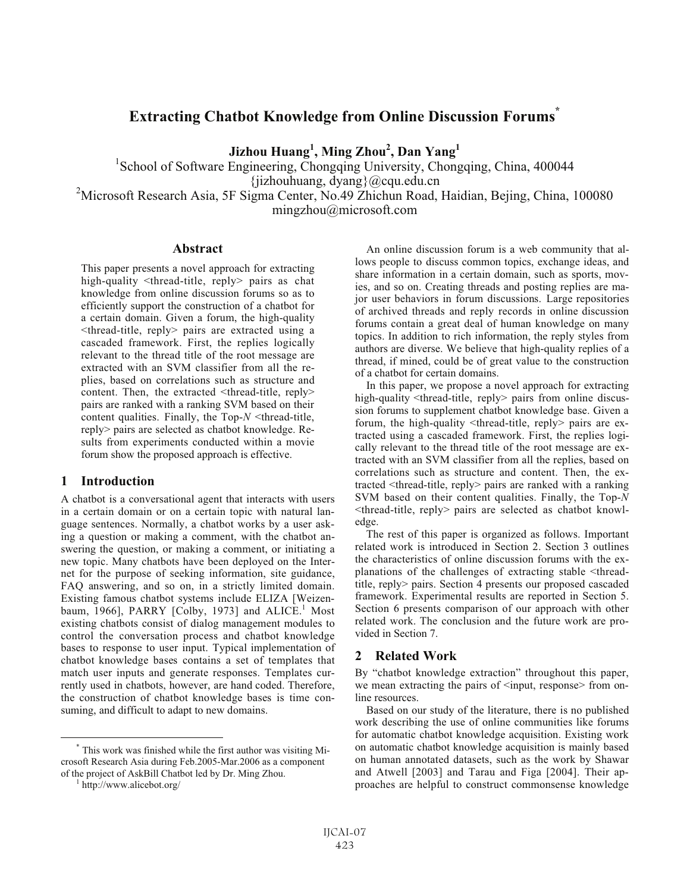# Extracting Chatbot Knowledge from Online Discussion Forums[*]

**Jizhou Huang[1], Ming Zhou[2], Dan Yang[1]**

[1]School of Software Engineering, Chongqing University, Chongqing, China, 400044
{jizhouhuang, dyang}@cqu.edu.cn
[2]Microsoft Research Asia, 5F Sigma Center, No.49 Zhichun Road, Haidian, Bejing, China, 100080
mingzhou@microsoft.com

## Abstract

This paper presents a novel approach for extracting high-quality <thread-title, reply> pairs as chat knowledge from online discussion forums so as to efficiently support the construction of a chatbot for a certain domain. Given a forum, the high-quality <thread-title, reply> pairs are extracted using a cascaded framework. First, the replies logically relevant to the thread title of the root message are extracted with an SVM classifier from all the replies, based on correlations such as structure and content. Then, the extracted <thread-title, reply> pairs are ranked with a ranking SVM based on their content qualities. Finally, the Top-*N* <thread-title, reply> pairs are selected as chatbot knowledge. Results from experiments conducted within a movie forum show the proposed approach is effective.

## 1 Introduction

A chatbot is a conversational agent that interacts with users in a certain domain or on a certain topic with natural language sentences. Normally, a chatbot works by a user asking a question or making a comment, with the chatbot answering the question, or making a comment, or initiating a new topic. Many chatbots have been deployed on the Internet for the purpose of seeking information, site guidance, FAQ answering, and so on, in a strictly limited domain. Existing famous chatbot systems include ELIZA [Weizenbaum, 1966], PARRY [Colby, 1973] and ALICE.[1] Most existing chatbots consist of dialog management modules to control the conversation process and chatbot knowledge bases to response to user input. Typical implementation of chatbot knowledge bases contains a set of templates that match user inputs and generate responses. Templates currently used in chatbots, however, are hand coded. Therefore, the construction of chatbot knowledge bases is time consuming, and difficult to adapt to new domains.

An online discussion forum is a web community that allows people to discuss common topics, exchange ideas, and share information in a certain domain, such as sports, movies, and so on. Creating threads and posting replies are major user behaviors in forum discussions. Large repositories of archived threads and reply records in online discussion forums contain a great deal of human knowledge on many topics. In addition to rich information, the reply styles from authors are diverse. We believe that high-quality replies of a thread, if mined, could be of great value to the construction of a chatbot for certain domains.

In this paper, we propose a novel approach for extracting high-quality <thread-title, reply> pairs from online discussion forums to supplement chatbot knowledge base. Given a forum, the high-quality <thread-title, reply> pairs are extracted using a cascaded framework. First, the replies logically relevant to the thread title of the root message are extracted with an SVM classifier from all the replies, based on correlations such as structure and content. Then, the extracted <thread-title, reply> pairs are ranked with a ranking SVM based on their content qualities. Finally, the Top-*N* <thread-title, reply> pairs are selected as chatbot knowledge.

The rest of this paper is organized as follows. Important related work is introduced in Section 2. Section 3 outlines the characteristics of online discussion forums with the explanations of the challenges of extracting stable <thread-title, reply> pairs. Section 4 presents our proposed cascaded framework. Experimental results are reported in Section 5. Section 6 presents comparison of our approach with other related work. The conclusion and the future work are provided in Section 7.

## 2 Related Work

By "chatbot knowledge extraction" throughout this paper, we mean extracting the pairs of <input, response> from online resources.

Based on our study of the literature, there is no published work describing the use of online communities like forums for automatic chatbot knowledge acquisition. Existing work on automatic chatbot knowledge acquisition is mainly based on human annotated datasets, such as the work by Shawar and Atwell [2003] and Tarau and Figa [2004]. Their approaches are helpful to construct commonsense knowledge

---

[*] This work was finished while the first author was visiting Microsoft Research Asia during Feb.2005-Mar.2006 as a component of the project of AskBill Chatbot led by Dr. Ming Zhou.

[1] http://www.alicebot.org/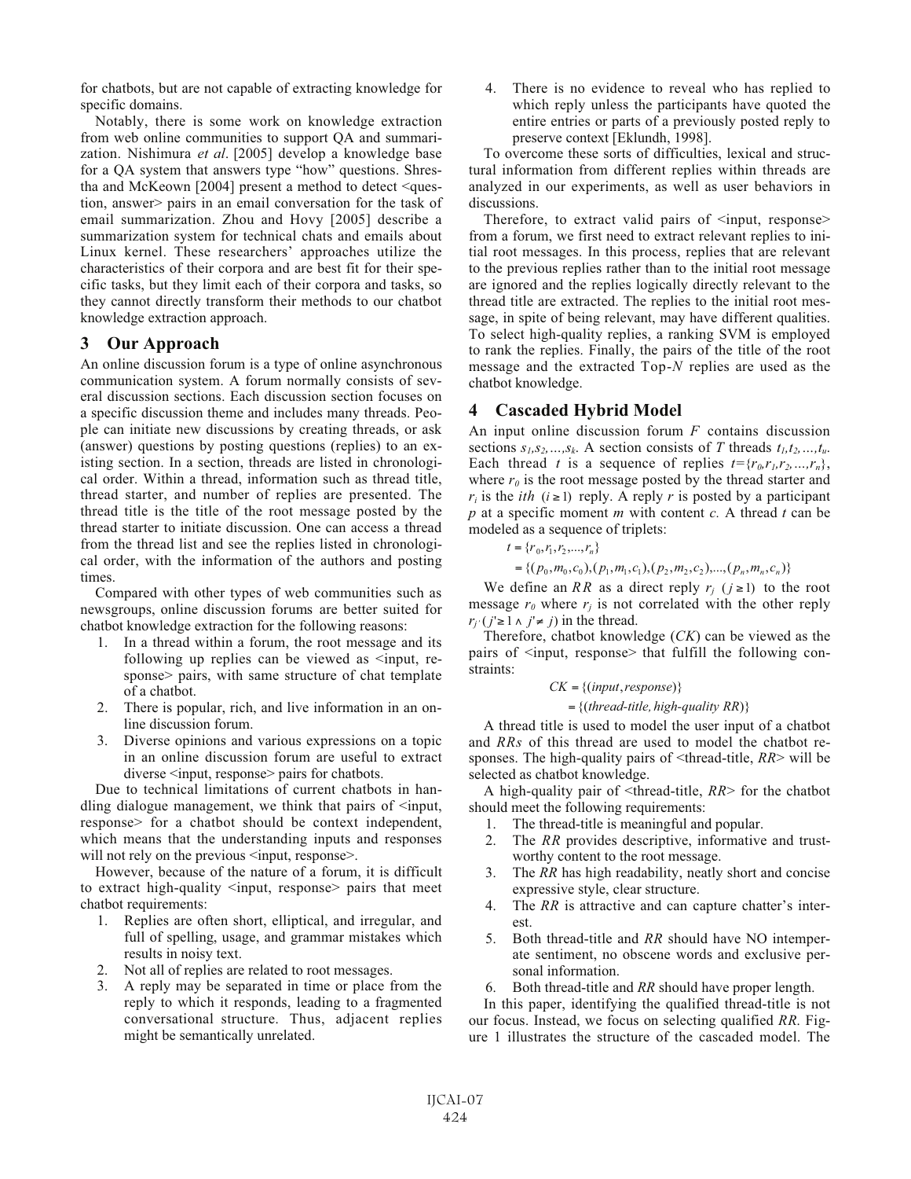for chatbots, but are not capable of extracting knowledge for specific domains.

Notably, there is some work on knowledge extraction from web online communities to support QA and summarization. Nishimura *et al*. [2005] develop a knowledge base for a QA system that answers type "how" questions. Shrestha and McKeown [2004] present a method to detect <question, answer> pairs in an email conversation for the task of email summarization. Zhou and Hovy [2005] describe a summarization system for technical chats and emails about Linux kernel. These researchers' approaches utilize the characteristics of their corpora and are best fit for their specific tasks, but they limit each of their corpora and tasks, so they cannot directly transform their methods to our chatbot knowledge extraction approach.

## 3 Our Approach

An online discussion forum is a type of online asynchronous communication system. A forum normally consists of several discussion sections. Each discussion section focuses on a specific discussion theme and includes many threads. People can initiate new discussions by creating threads, or ask (answer) questions by posting questions (replies) to an existing section. In a section, threads are listed in chronological order. Within a thread, information such as thread title, thread starter, and number of replies are presented. The thread title is the title of the root message posted by the thread starter to initiate discussion. One can access a thread from the thread list and see the replies listed in chronological order, with the information of the authors and posting times.

Compared with other types of web communities such as newsgroups, online discussion forums are better suited for chatbot knowledge extraction for the following reasons:

1. In a thread within a forum, the root message and its following up replies can be viewed as <input, response> pairs, with same structure of chat template of a chatbot.
2. There is popular, rich, and live information in an online discussion forum.
3. Diverse opinions and various expressions on a topic in an online discussion forum are useful to extract diverse <input, response> pairs for chatbots.

Due to technical limitations of current chatbots in handling dialogue management, we think that pairs of <input, response> for a chatbot should be context independent, which means that the understanding inputs and responses will not rely on the previous <input, response>.

However, because of the nature of a forum, it is difficult to extract high-quality <input, response> pairs that meet chatbot requirements:

1. Replies are often short, elliptical, and irregular, and full of spelling, usage, and grammar mistakes which results in noisy text.
2. Not all of replies are related to root messages.
3. A reply may be separated in time or place from the reply to which it responds, leading to a fragmented conversational structure. Thus, adjacent replies might be semantically unrelated.
4. There is no evidence to reveal who has replied to which reply unless the participants have quoted the entire entries or parts of a previously posted reply to preserve context [Eklundh, 1998].

To overcome these sorts of difficulties, lexical and structural information from different replies within threads are analyzed in our experiments, as well as user behaviors in discussions.

Therefore, to extract valid pairs of <input, response> from a forum, we first need to extract relevant replies to initial root messages. In this process, replies that are relevant to the previous replies rather than to the initial root message are ignored and the replies logically directly relevant to the thread title are extracted. The replies to the initial root message, in spite of being relevant, may have different qualities. To select high-quality replies, a ranking SVM is employed to rank the replies. Finally, the pairs of the title of the root message and the extracted Top-*N* replies are used as the chatbot knowledge.

## 4 Cascaded Hybrid Model

An input online discussion forum $F$ contains discussion sections $s_1, s_2, \ldots, s_k$. A section consists of $T$ threads $t_1, t_2, \ldots, t_u$. Each thread $t$ is a sequence of replies $t=\{r_0, r_1, r_2, \ldots, r_n\}$, where $r_0$ is the root message posted by the thread starter and $r_i$ is the *ith* $(i \geq 1)$ reply. A reply $r$ is posted by a participant $p$ at a specific moment $m$ with content $c$. A thread $t$ can be modeled as a sequence of triplets:

$$
\begin{aligned}
t &= \{r_0, r_1, r_2, \ldots, r_n\} \\
&= \{(p_0, m_0, c_0), (p_1, m_1, c_1), (p_2, m_2, c_2), \ldots, (p_n, m_n, c_n)\}
\end{aligned}
$$

We define an $RR$ as a direct reply $r_j$ $(j \geq 1)$ to the root message $r_0$ where $r_j$ is not correlated with the other reply $r_{j'}$ $(j' \geq 1 \wedge j' \neq j)$ in the thread.

Therefore, chatbot knowledge ($CK$) can be viewed as the pairs of <input, response> that fulfill the following constraints:

$$
\begin{aligned}
CK &= \{(input, response)\} \\
&= \{(thread\text{-}title, high\text{-}quality\ RR)\}
\end{aligned}
$$

A thread title is used to model the user input of a chatbot and *RRs* of this thread are used to model the chatbot responses. The high-quality pairs of <thread-title, *RR*> will be selected as chatbot knowledge.

A high-quality pair of <thread-title, *RR*> for the chatbot should meet the following requirements:

1. The thread-title is meaningful and popular.
2. The *RR* provides descriptive, informative and trustworthy content to the root message.
3. The *RR* has high readability, neatly short and concise expressive style, clear structure.
4. The *RR* is attractive and can capture chatter's interest.
5. Both thread-title and *RR* should have NO intemperate sentiment, no obscene words and exclusive personal information.
6. Both thread-title and *RR* should have proper length.

In this paper, identifying the qualified thread-title is not our focus. Instead, we focus on selecting qualified *RR*. Figure 1 illustrates the structure of the cascaded model. The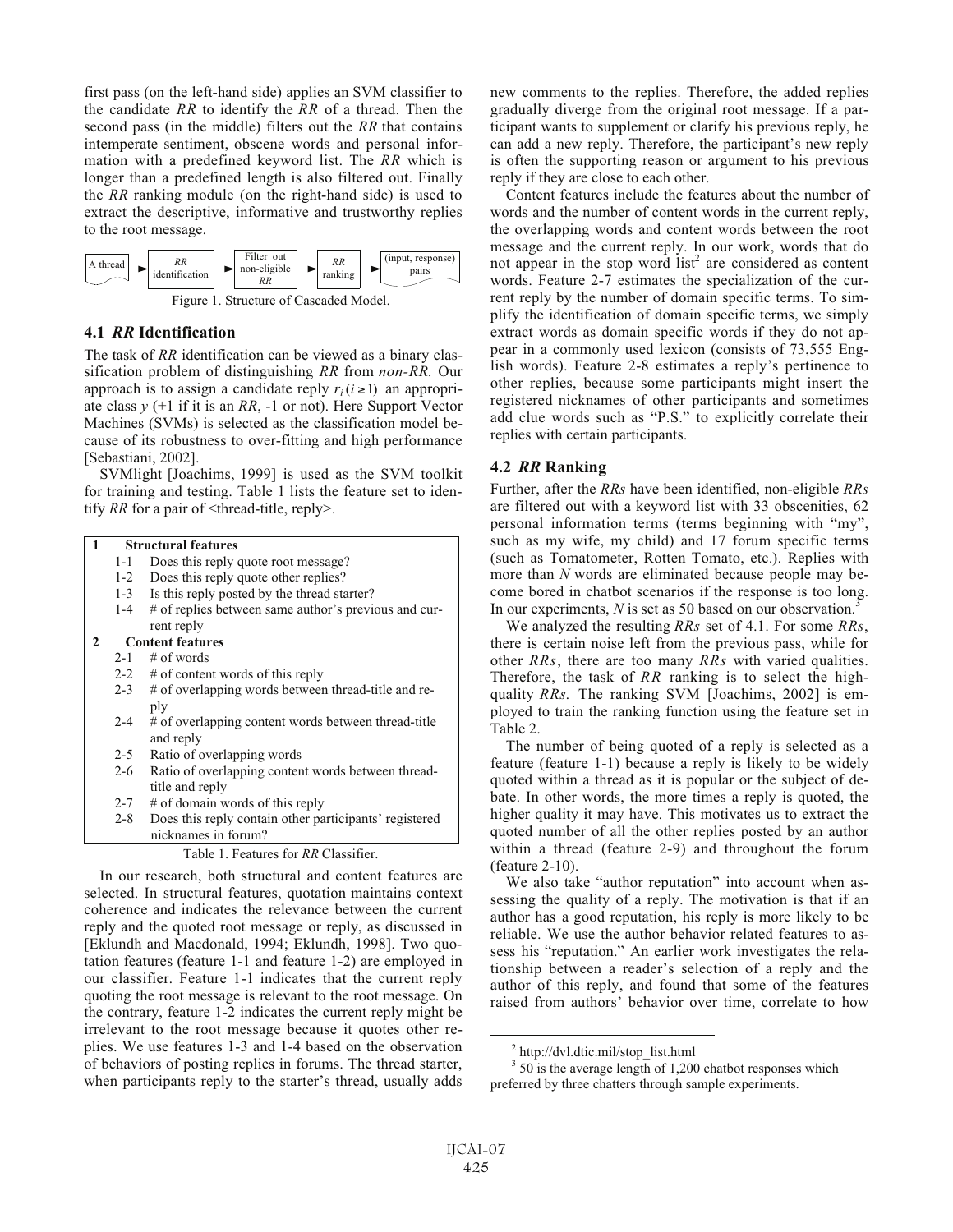first pass (on the left-hand side) applies an SVM classifier to the candidate *RR* to identify the *RR* of a thread. Then the second pass (in the middle) filters out the *RR* that contains intemperate sentiment, obscene words and personal information with a predefined keyword list. The *RR* which is longer than a predefined length is also filtered out. Finally the *RR* ranking module (on the right-hand side) is used to extract the descriptive, informative and trustworthy replies to the root message.

A thread → *RR* identification → Filter out non-eligible *RR* → *RR* ranking → (input, response) pairs

Figure 1. Structure of Cascaded Model.

### 4.1 *RR* Identification

The task of *RR* identification can be viewed as a binary classification problem of distinguishing *RR* from *non-RR*. Our approach is to assign a candidate reply $r_i\,(i \geq 1)$ an appropriate class $y$ (+1 if it is an *RR*, -1 or not). Here Support Vector Machines (SVMs) is selected as the classification model because of its robustness to over-fitting and high performance [Sebastiani, 2002].

SVMlight [Joachims, 1999] is used as the SVM toolkit for training and testing. Table 1 lists the feature set to identify *RR* for a pair of <thread-title, reply>.

| | |
|---|---|
| **1** | **Structural features** |
| 1-1 | Does this reply quote root message? |
| 1-2 | Does this reply quote other replies? |
| 1-3 | Is this reply posted by the thread starter? |
| 1-4 | # of replies between same author's previous and current reply |
| **2** | **Content features** |
| 2-1 | # of words |
| 2-2 | # of content words of this reply |
| 2-3 | # of overlapping words between thread-title and reply |
| 2-4 | # of overlapping content words between thread-title and reply |
| 2-5 | Ratio of overlapping words |
| 2-6 | Ratio of overlapping content words between thread-title and reply |
| 2-7 | # of domain words of this reply |
| 2-8 | Does this reply contain other participants' registered nicknames in forum? |

Table 1. Features for *RR* Classifier.

In our research, both structural and content features are selected. In structural features, quotation maintains context coherence and indicates the relevance between the current reply and the quoted root message or reply, as discussed in [Eklundh and Macdonald, 1994; Eklundh, 1998]. Two quotation features (feature 1-1 and feature 1-2) are employed in our classifier. Feature 1-1 indicates that the current reply quoting the root message is relevant to the root message. On the contrary, feature 1-2 indicates the current reply might be irrelevant to the root message because it quotes other replies. We use features 1-3 and 1-4 based on the observation of behaviors of posting replies in forums. The thread starter, when participants reply to the starter's thread, usually adds new comments to the replies. Therefore, the added replies gradually diverge from the original root message. If a participant wants to supplement or clarify his previous reply, he can add a new reply. Therefore, the participant's new reply is often the supporting reason or argument to his previous reply if they are close to each other.

Content features include the features about the number of words and the number of content words in the current reply, the overlapping words and content words between the root message and the current reply. In our work, words that do not appear in the stop word list[2] are considered as content words. Feature 2-7 estimates the specialization of the current reply by the number of domain specific terms. To simplify the identification of domain specific terms, we simply extract words as domain specific words if they do not appear in a commonly used lexicon (consists of 73,555 English words). Feature 2-8 estimates a reply's pertinence to other replies, because some participants might insert the registered nicknames of other participants and sometimes add clue words such as "P.S." to explicitly correlate their replies with certain participants.

### 4.2 *RR* Ranking

Further, after the *RRs* have been identified, non-eligible *RRs* are filtered out with a keyword list with 33 obscenities, 62 personal information terms (terms beginning with "my", such as my wife, my child) and 17 forum specific terms (such as Tomatometer, Rotten Tomato, etc.). Replies with more than *N* words are eliminated because people may become bored in chatbot scenarios if the response is too long. In our experiments, *N* is set as 50 based on our observation.[3]

We analyzed the resulting *RRs* set of 4.1. For some *RRs*, there is certain noise left from the previous pass, while for other *RRs*, there are too many *RRs* with varied qualities. Therefore, the task of *RR* ranking is to select the high-quality *RRs*. The ranking SVM [Joachims, 2002] is employed to train the ranking function using the feature set in Table 2.

The number of being quoted of a reply is selected as a feature (feature 1-1) because a reply is likely to be widely quoted within a thread as it is popular or the subject of debate. In other words, the more times a reply is quoted, the higher quality it may have. This motivates us to extract the quoted number of all the other replies posted by an author within a thread (feature 2-9) and throughout the forum (feature 2-10).

We also take "author reputation" into account when assessing the quality of a reply. The motivation is that if an author has a good reputation, his reply is more likely to be reliable. We use the author behavior related features to assess his "reputation." An earlier work investigates the relationship between a reader's selection of a reply and the author of this reply, and found that some of the features raised from authors' behavior over time, correlate to how

[2] http://dvl.dtic.mil/stop_list.html

[3] 50 is the average length of 1,200 chatbot responses which preferred by three chatters through sample experiments.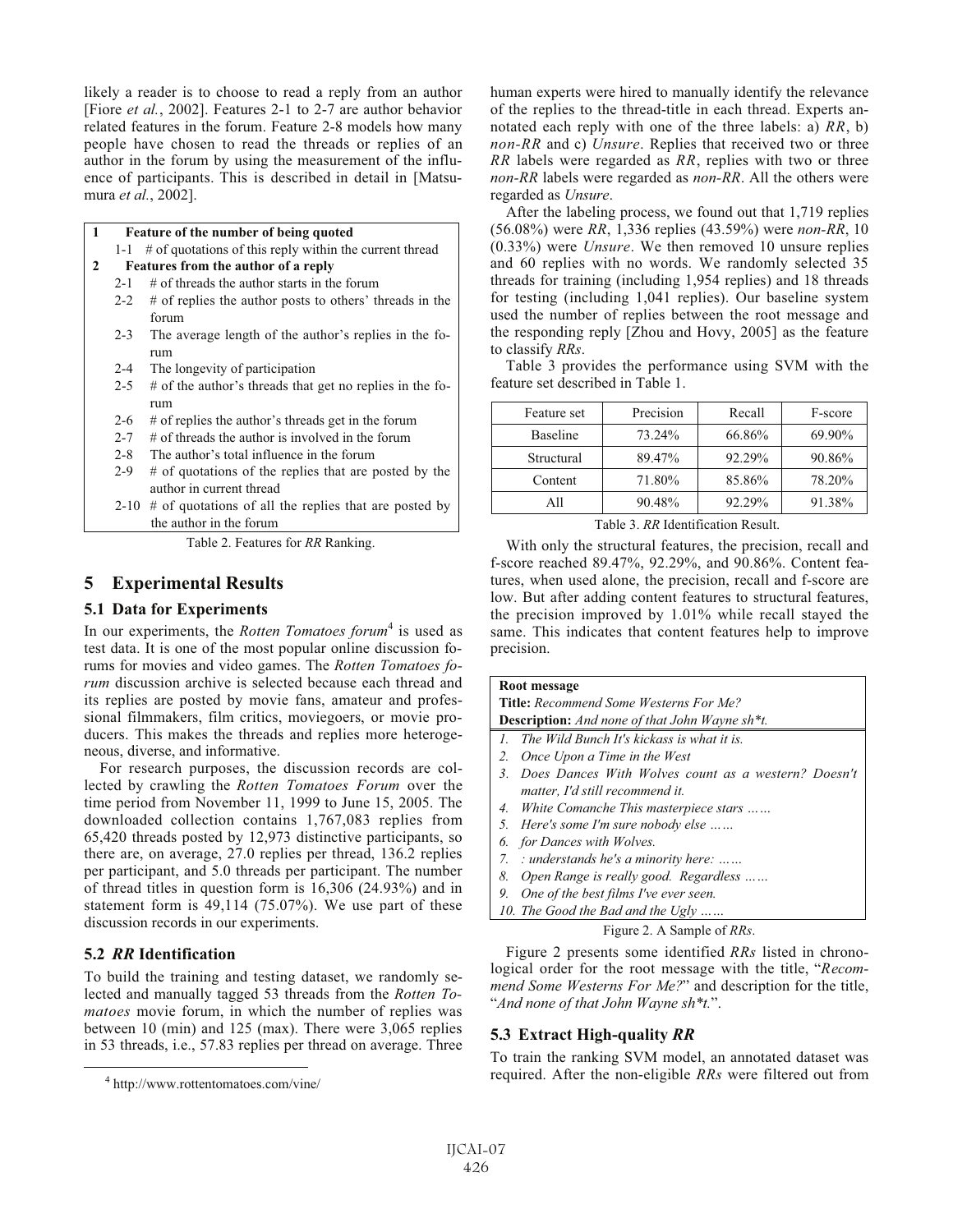likely a reader is to choose to read a reply from an author [Fiore *et al.*, 2002]. Features 2-1 to 2-7 are author behavior related features in the forum. Feature 2-8 models how many people have chosen to read the threads or replies of an author in the forum by using the measurement of the influence of participants. This is described in detail in [Matsumura *et al.*, 2002].

| | |
|---|---|
| **1** | **Feature of the number of being quoted** |
| 1-1 | # of quotations of this reply within the current thread |
| **2** | **Features from the author of a reply** |
| 2-1 | # of threads the author starts in the forum |
| 2-2 | # of replies the author posts to others' threads in the forum |
| 2-3 | The average length of the author's replies in the forum |
| 2-4 | The longevity of participation |
| 2-5 | # of the author's threads that get no replies in the forum |
| 2-6 | # of replies the author's threads get in the forum |
| 2-7 | # of threads the author is involved in the forum |
| 2-8 | The author's total influence in the forum |
| 2-9 | # of quotations of the replies that are posted by the author in current thread |
| 2-10 | # of quotations of all the replies that are posted by the author in the forum |

Table 2. Features for *RR* Ranking.

# 5 Experimental Results

## 5.1 Data for Experiments

In our experiments, the *Rotten Tomatoes forum*[4] is used as test data. It is one of the most popular online discussion forums for movies and video games. The *Rotten Tomatoes forum* discussion archive is selected because each thread and its replies are posted by movie fans, amateur and professional filmmakers, film critics, moviegoers, or movie producers. This makes the threads and replies more heterogeneous, diverse, and informative.

For research purposes, the discussion records are collected by crawling the *Rotten Tomatoes Forum* over the time period from November 11, 1999 to June 15, 2005. The downloaded collection contains 1,767,083 replies from 65,420 threads posted by 12,973 distinctive participants, so there are, on average, 27.0 replies per thread, 136.2 replies per participant, and 5.0 threads per participant. The number of thread titles in question form is 16,306 (24.93%) and in statement form is 49,114 (75.07%). We use part of these discussion records in our experiments.

## 5.2 *RR* Identification

To build the training and testing dataset, we randomly selected and manually tagged 53 threads from the *Rotten Tomatoes* movie forum, in which the number of replies was between 10 (min) and 125 (max). There were 3,065 replies in 53 threads, i.e., 57.83 replies per thread on average. Three human experts were hired to manually identify the relevance of the replies to the thread-title in each thread. Experts annotated each reply with one of the three labels: a) *RR*, b) *non-RR* and c) *Unsure*. Replies that received two or three *RR* labels were regarded as *RR*, replies with two or three *non-RR* labels were regarded as *non-RR*. All the others were regarded as *Unsure*.

After the labeling process, we found out that 1,719 replies (56.08%) were *RR*, 1,336 replies (43.59%) were *non-RR*, 10 (0.33%) were *Unsure*. We then removed 10 unsure replies and 60 replies with no words. We randomly selected 35 threads for training (including 1,954 replies) and 18 threads for testing (including 1,041 replies). Our baseline system used the number of replies between the root message and the responding reply [Zhou and Hovy, 2005] as the feature to classify *RRs*.

Table 3 provides the performance using SVM with the feature set described in Table 1.

| Feature set | Precision | Recall | F-score |
|---|---|---|---|
| Baseline | 73.24% | 66.86% | 69.90% |
| Structural | 89.47% | 92.29% | 90.86% |
| Content | 71.80% | 85.86% | 78.20% |
| All | 90.48% | 92.29% | 91.38% |

Table 3. *RR* Identification Result.

With only the structural features, the precision, recall and f-score reached 89.47%, 92.29%, and 90.86%. Content features, when used alone, the precision, recall and f-score are low. But after adding content features to structural features, the precision improved by 1.01% while recall stayed the same. This indicates that content features help to improve precision.

**Root message**
**Title:** *Recommend Some Westerns For Me?*
**Description:** *And none of that John Wayne sh\*t.*

1. *The Wild Bunch It's kickass is what it is.*
2. *Once Upon a Time in the West*
3. *Does Dances With Wolves count as a western? Doesn't matter, I'd still recommend it.*
4. *White Comanche This masterpiece stars ……*
5. *Here's some I'm sure nobody else ……*
6. *for Dances with Wolves.*
7. *: understands he's a minority here: ……*
8. *Open Range is really good. Regardless ……*
9. *One of the best films I've ever seen.*
10. *The Good the Bad and the Ugly ……*

Figure 2. A Sample of *RRs*.

Figure 2 presents some identified *RRs* listed in chronological order for the root message with the title, "*Recommend Some Westerns For Me?*" and description for the title, "*And none of that John Wayne sh*t.*".

## 5.3 Extract High-quality *RR*

To train the ranking SVM model, an annotated dataset was required. After the non-eligible *RRs* were filtered out from

[4] http://www.rottentomatoes.com/vine/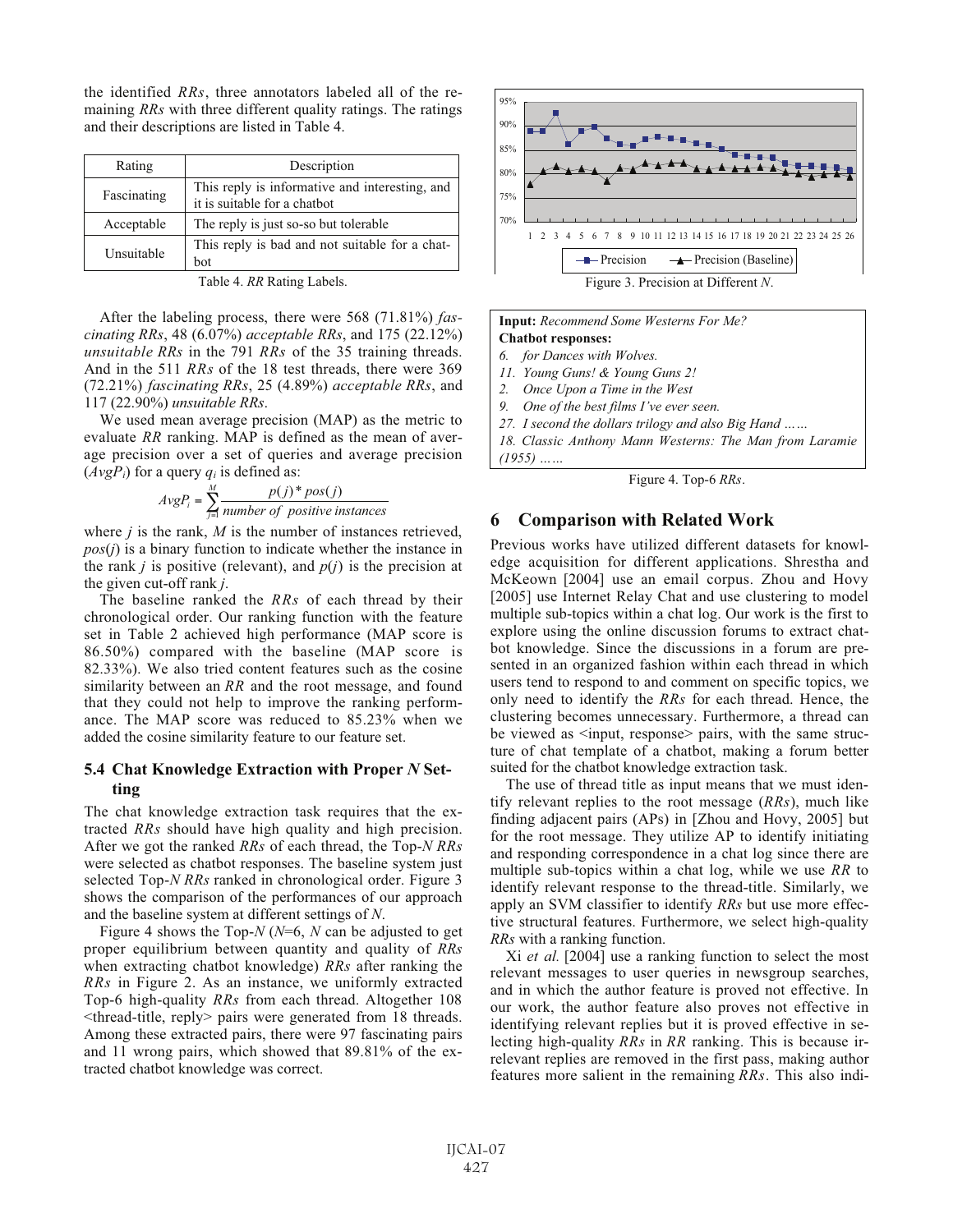the identified *RRs*, three annotators labeled all of the remaining *RRs* with three different quality ratings. The ratings and their descriptions are listed in Table 4.

| Rating | Description |
|---|---|
| Fascinating | This reply is informative and interesting, and it is suitable for a chatbot |
| Acceptable | The reply is just so-so but tolerable |
| Unsuitable | This reply is bad and not suitable for a chatbot |

Table 4. *RR* Rating Labels.

After the labeling process, there were 568 (71.81%) *fascinating RRs*, 48 (6.07%) *acceptable RRs*, and 175 (22.12%) *unsuitable RRs* in the 791 *RRs* of the 35 training threads. And in the 511 *RRs* of the 18 test threads, there were 369 (72.21%) *fascinating RRs*, 25 (4.89%) *acceptable RRs*, and 117 (22.90%) *unsuitable RRs*.

We used mean average precision (MAP) as the metric to evaluate *RR* ranking. MAP is defined as the mean of average precision over a set of queries and average precision ($AvgP_i$) for a query $q_i$ is defined as:

$$AvgP_i = \sum_{j=1}^{M} \frac{p(j) * pos(j)}{number\ of\ positive\ instances}$$

where $j$ is the rank, $M$ is the number of instances retrieved, $pos(j)$ is a binary function to indicate whether the instance in the rank $j$ is positive (relevant), and $p(j)$ is the precision at the given cut-off rank $j$.

The baseline ranked the *RRs* of each thread by their chronological order. Our ranking function with the feature set in Table 2 achieved high performance (MAP score is 86.50%) compared with the baseline (MAP score is 82.33%). We also tried content features such as the cosine similarity between an *RR* and the root message, and found that they could not help to improve the ranking performance. The MAP score was reduced to 85.23% when we added the cosine similarity feature to our feature set.

### 5.4 Chat Knowledge Extraction with Proper *N* Setting

The chat knowledge extraction task requires that the extracted *RRs* should have high quality and high precision. After we got the ranked *RRs* of each thread, the Top-*N RRs* were selected as chatbot responses. The baseline system just selected Top-*N RRs* ranked in chronological order. Figure 3 shows the comparison of the performances of our approach and the baseline system at different settings of *N*.

Figure 4 shows the Top-*N* (*N*=6, *N* can be adjusted to get proper equilibrium between quantity and quality of *RRs* when extracting chatbot knowledge) *RRs* after ranking the *RRs* in Figure 2. As an instance, we uniformly extracted Top-6 high-quality *RRs* from each thread. Altogether 108 <thread-title, reply> pairs were generated from 18 threads. Among these extracted pairs, there were 97 fascinating pairs and 11 wrong pairs, which showed that 89.81% of the extracted chatbot knowledge was correct.

Figure 3. Precision at Different *N*.

**Input:** *Recommend Some Westerns For Me?*
**Chatbot responses:**
*6. for Dances with Wolves.*
*11. Young Guns! & Young Guns 2!*
*2. Once Upon a Time in the West*
*9. One of the best films I've ever seen.*
*27. I second the dollars trilogy and also Big Hand ……*
*18. Classic Anthony Mann Westerns: The Man from Laramie (1955) ……*

Figure 4. Top-6 *RRs*.

## 6 Comparison with Related Work

Previous works have utilized different datasets for knowledge acquisition for different applications. Shrestha and McKeown [2004] use an email corpus. Zhou and Hovy [2005] use Internet Relay Chat and use clustering to model multiple sub-topics within a chat log. Our work is the first to explore using the online discussion forums to extract chatbot knowledge. Since the discussions in a forum are presented in an organized fashion within each thread in which users tend to respond to and comment on specific topics, we only need to identify the *RRs* for each thread. Hence, the clustering becomes unnecessary. Furthermore, a thread can be viewed as <input, response> pairs, with the same structure of chat template of a chatbot, making a forum better suited for the chatbot knowledge extraction task.

The use of thread title as input means that we must identify relevant replies to the root message (*RRs*), much like finding adjacent pairs (APs) in [Zhou and Hovy, 2005] but for the root message. They utilize AP to identify initiating and responding correspondence in a chat log since there are multiple sub-topics within a chat log, while we use *RR* to identify relevant response to the thread-title. Similarly, we apply an SVM classifier to identify *RRs* but use more effective structural features. Furthermore, we select high-quality *RRs* with a ranking function.

Xi *et al.* [2004] use a ranking function to select the most relevant messages to user queries in newsgroup searches, and in which the author feature is proved not effective. In our work, the author feature also proves not effective in identifying relevant replies but it is proved effective in selecting high-quality *RRs* in *RR* ranking. This is because irrelevant replies are removed in the first pass, making author features more salient in the remaining *RRs*. This also indi-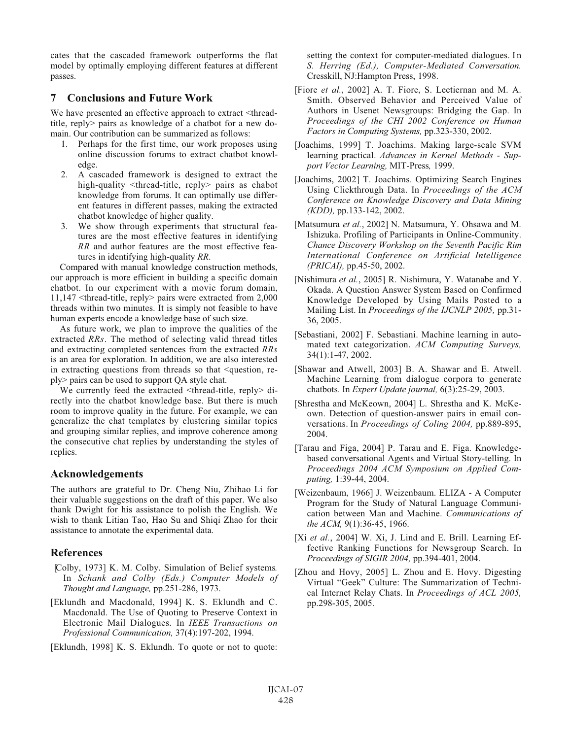cates that the cascaded framework outperforms the flat model by optimally employing different features at different passes.

## 7 Conclusions and Future Work

We have presented an effective approach to extract <thread-title, reply> pairs as knowledge of a chatbot for a new domain. Our contribution can be summarized as follows:

1. Perhaps for the first time, our work proposes using online discussion forums to extract chatbot knowledge.
2. A cascaded framework is designed to extract the high-quality <thread-title, reply> pairs as chabot knowledge from forums. It can optimally use different features in different passes, making the extracted chatbot knowledge of higher quality.
3. We show through experiments that structural features are the most effective features in identifying *RR* and author features are the most effective features in identifying high-quality *RR*.

Compared with manual knowledge construction methods, our approach is more efficient in building a specific domain chatbot. In our experiment with a movie forum domain, 11,147 <thread-title, reply> pairs were extracted from 2,000 threads within two minutes. It is simply not feasible to have human experts encode a knowledge base of such size.

As future work, we plan to improve the qualities of the extracted *RRs*. The method of selecting valid thread titles and extracting completed sentences from the extracted *RRs* is an area for exploration. In addition, we are also interested in extracting questions from threads so that <question, reply> pairs can be used to support QA style chat.

We currently feed the extracted <thread-title, reply> directly into the chatbot knowledge base. But there is much room to improve quality in the future. For example, we can generalize the chat templates by clustering similar topics and grouping similar replies, and improve coherence among the consecutive chat replies by understanding the styles of replies.

## Acknowledgements

The authors are grateful to Dr. Cheng Niu, Zhihao Li for their valuable suggestions on the draft of this paper. We also thank Dwight for his assistance to polish the English. We wish to thank Litian Tao, Hao Su and Shiqi Zhao for their assistance to annotate the experimental data.

## References

[Colby, 1973] K. M. Colby. Simulation of Belief systems. In *Schank and Colby (Eds.) Computer Models of Thought and Language,* pp.251-286, 1973.

[Eklundh and Macdonald, 1994] K. S. Eklundh and C. Macdonald. The Use of Quoting to Preserve Context in Electronic Mail Dialogues. In *IEEE Transactions on Professional Communication,* 37(4):197-202, 1994.

[Eklundh, 1998] K. S. Eklundh. To quote or not to quote: setting the context for computer-mediated dialogues. In *S. Herring (Ed.), Computer-Mediated Conversation.* Cresskill, NJ:Hampton Press, 1998.

[Fiore *et al.*, 2002] A. T. Fiore, S. Leetiernan and M. A. Smith. Observed Behavior and Perceived Value of Authors in Usenet Newsgroups: Bridging the Gap. In *Proceedings of the CHI 2002 Conference on Human Factors in Computing Systems,* pp.323-330, 2002.

[Joachims, 1999] T. Joachims. Making large-scale SVM learning practical. *Advances in Kernel Methods - Support Vector Learning,* MIT-Press*,* 1999.

[Joachims, 2002] T. Joachims. Optimizing Search Engines Using Clickthrough Data. In *Proceedings of the ACM Conference on Knowledge Discovery and Data Mining (KDD),* pp.133-142, 2002.

[Matsumura *et al.*, 2002] N. Matsumura, Y. Ohsawa and M. Ishizuka. Profiling of Participants in Online-Community. *Chance Discovery Workshop on the Seventh Pacific Rim International Conference on Artificial Intelligence (PRICAI),* pp.45-50, 2002.

[Nishimura *et al.*, 2005] R. Nishimura, Y. Watanabe and Y. Okada. A Question Answer System Based on Confirmed Knowledge Developed by Using Mails Posted to a Mailing List. In *Proceedings of the IJCNLP 2005,* pp.31-36, 2005.

[Sebastiani, 2002] F. Sebastiani. Machine learning in automated text categorization. *ACM Computing Surveys,* 34(1):1-47, 2002.

[Shawar and Atwell, 2003] B. A. Shawar and E. Atwell. Machine Learning from dialogue corpora to generate chatbots. In *Expert Update journal,* 6(3):25-29, 2003.

[Shrestha and McKeown, 2004] L. Shrestha and K. McKeown. Detection of question-answer pairs in email conversations. In *Proceedings of Coling 2004,* pp.889-895, 2004.

[Tarau and Figa, 2004] P. Tarau and E. Figa. Knowledge-based conversational Agents and Virtual Story-telling. In *Proceedings 2004 ACM Symposium on Applied Computing,* 1:39-44, 2004.

[Weizenbaum, 1966] J. Weizenbaum. ELIZA - A Computer Program for the Study of Natural Language Communication between Man and Machine. *Communications of the ACM,* 9(1):36-45, 1966.

[Xi *et al.*, 2004] W. Xi, J. Lind and E. Brill. Learning Effective Ranking Functions for Newsgroup Search. In *Proceedings of SIGIR 2004,* pp.394-401, 2004.

[Zhou and Hovy, 2005] L. Zhou and E. Hovy. Digesting Virtual "Geek" Culture: The Summarization of Technical Internet Relay Chats. In *Proceedings of ACL 2005,* pp.298-305, 2005.